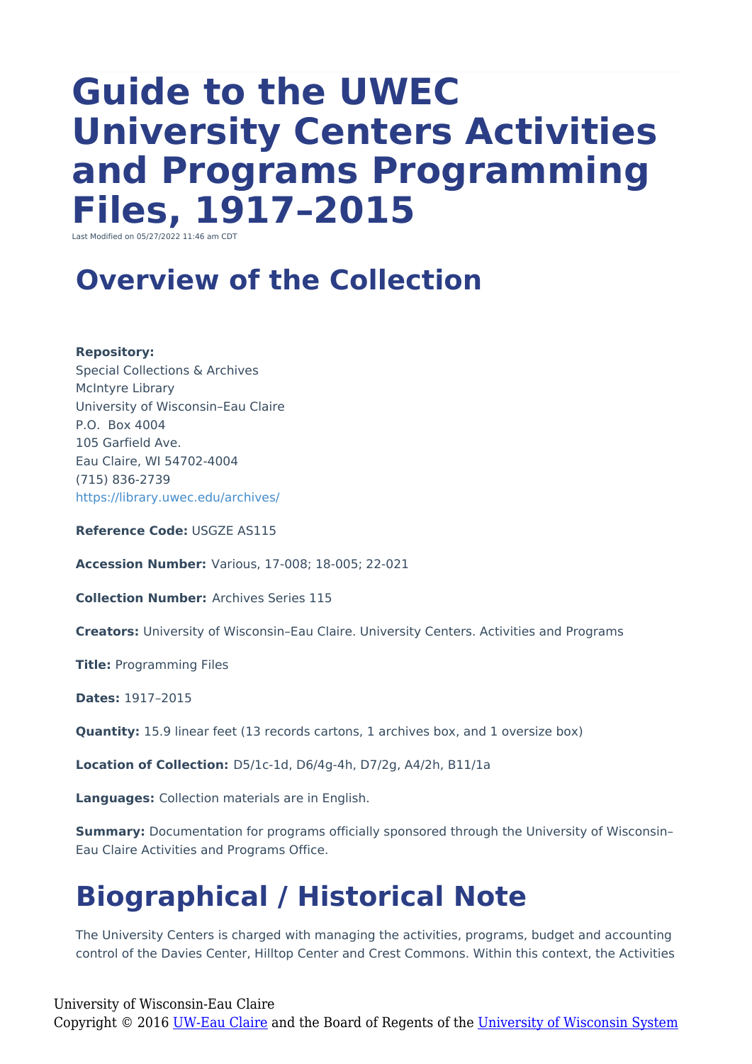# Guide to the UWEC University Centers Activities and Programs Programming Files, 1917–2015

Last Modified on 05/27/2022 11:46 am CDT

## Overview of the Collection

**Repository:**
Special Collections & Archives
McIntyre Library
University of Wisconsin–Eau Claire
P.O. Box 4004
105 Garfield Ave.
Eau Claire, WI 54702-4004
(715) 836-2739
https://library.uwec.edu/archives/

**Reference Code:** USGZE AS115

**Accession Number:** Various, 17-008; 18-005; 22-021

**Collection Number:** Archives Series 115

**Creators:** University of Wisconsin–Eau Claire. University Centers. Activities and Programs

**Title:** Programming Files

**Dates:** 1917–2015

**Quantity:** 15.9 linear feet (13 records cartons, 1 archives box, and 1 oversize box)

**Location of Collection:** D5/1c-1d, D6/4g-4h, D7/2g, A4/2h, B11/1a

**Languages:** Collection materials are in English.

**Summary:** Documentation for programs officially sponsored through the University of Wisconsin–Eau Claire Activities and Programs Office.

## Biographical / Historical Note

The University Centers is charged with managing the activities, programs, budget and accounting control of the Davies Center, Hilltop Center and Crest Commons. Within this context, the Activities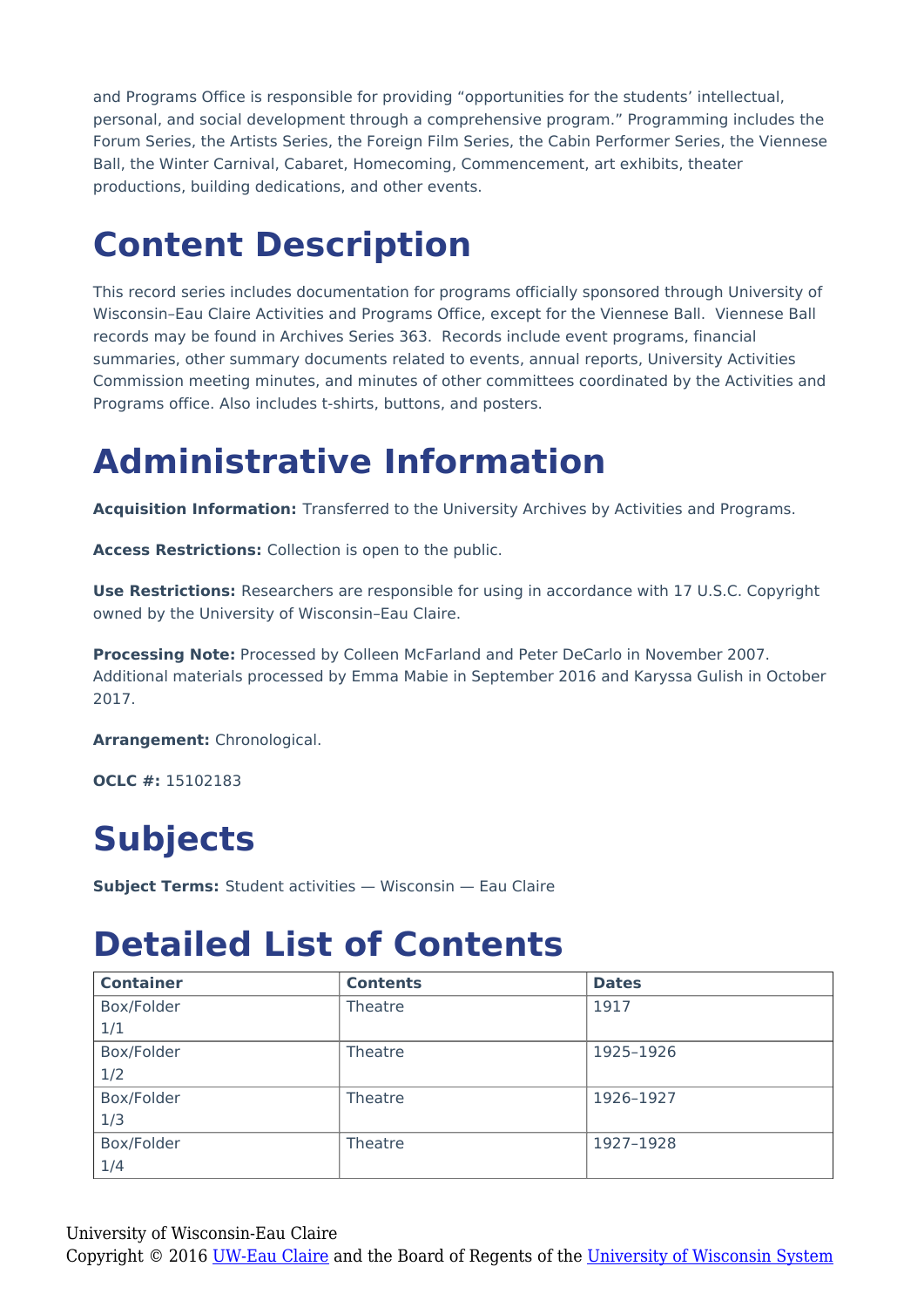and Programs Office is responsible for providing “opportunities for the students’ intellectual, personal, and social development through a comprehensive program.” Programming includes the Forum Series, the Artists Series, the Foreign Film Series, the Cabin Performer Series, the Viennese Ball, the Winter Carnival, Cabaret, Homecoming, Commencement, art exhibits, theater productions, building dedications, and other events.

# Content Description

This record series includes documentation for programs officially sponsored through University of Wisconsin–Eau Claire Activities and Programs Office, except for the Viennese Ball. Viennese Ball records may be found in Archives Series 363. Records include event programs, financial summaries, other summary documents related to events, annual reports, University Activities Commission meeting minutes, and minutes of other committees coordinated by the Activities and Programs office. Also includes t-shirts, buttons, and posters.

# Administrative Information

**Acquisition Information:** Transferred to the University Archives by Activities and Programs.

**Access Restrictions:** Collection is open to the public.

**Use Restrictions:** Researchers are responsible for using in accordance with 17 U.S.C. Copyright owned by the University of Wisconsin–Eau Claire.

**Processing Note:** Processed by Colleen McFarland and Peter DeCarlo in November 2007. Additional materials processed by Emma Mabie in September 2016 and Karyssa Gulish in October 2017.

**Arrangement:** Chronological.

**OCLC #:** 15102183

# Subjects

**Subject Terms:** Student activities — Wisconsin — Eau Claire

# Detailed List of Contents

| Container | Contents | Dates |
|---|---|---|
| Box/Folder 1/1 | Theatre | 1917 |
| Box/Folder 1/2 | Theatre | 1925–1926 |
| Box/Folder 1/3 | Theatre | 1926–1927 |
| Box/Folder 1/4 | Theatre | 1927–1928 |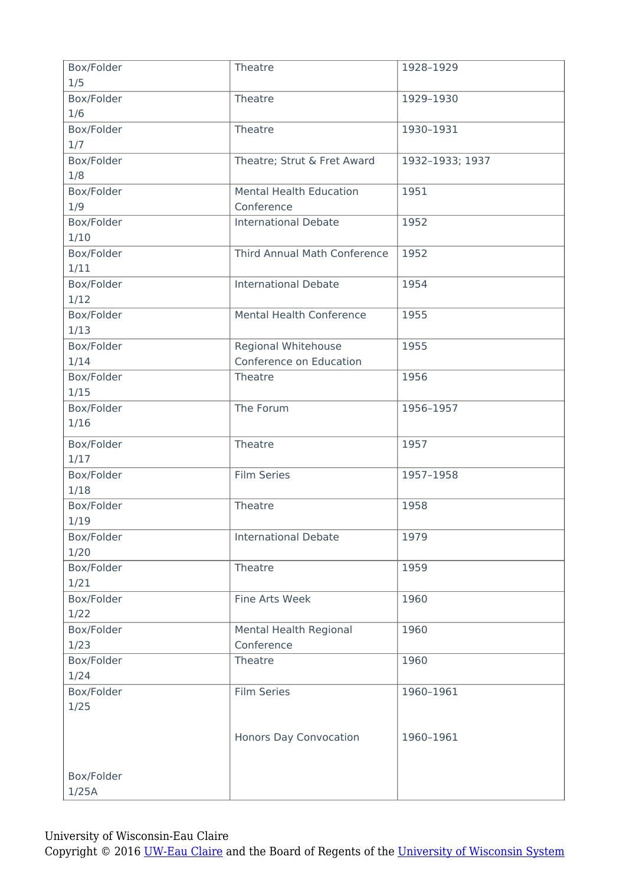| Box/Folder | Title | Date |
| --- | --- | --- |
| Box/Folder 1/5 | Theatre | 1928–1929 |
| Box/Folder 1/6 | Theatre | 1929–1930 |
| Box/Folder 1/7 | Theatre | 1930–1931 |
| Box/Folder 1/8 | Theatre; Strut & Fret Award | 1932–1933; 1937 |
| Box/Folder 1/9 | Mental Health Education Conference | 1951 |
| Box/Folder 1/10 | International Debate | 1952 |
| Box/Folder 1/11 | Third Annual Math Conference | 1952 |
| Box/Folder 1/12 | International Debate | 1954 |
| Box/Folder 1/13 | Mental Health Conference | 1955 |
| Box/Folder 1/14 | Regional Whitehouse Conference on Education | 1955 |
| Box/Folder 1/15 | Theatre | 1956 |
| Box/Folder 1/16 | The Forum | 1956–1957 |
| Box/Folder 1/17 | Theatre | 1957 |
| Box/Folder 1/18 | Film Series | 1957–1958 |
| Box/Folder 1/19 | Theatre | 1958 |
| Box/Folder 1/20 | International Debate | 1979 |
| Box/Folder 1/21 | Theatre | 1959 |
| Box/Folder 1/22 | Fine Arts Week | 1960 |
| Box/Folder 1/23 | Mental Health Regional Conference | 1960 |
| Box/Folder 1/24 | Theatre | 1960 |
| Box/Folder 1/25 | Film Series | 1960–1961 |
| Box/Folder 1/25A | Honors Day Convocation | 1960–1961 |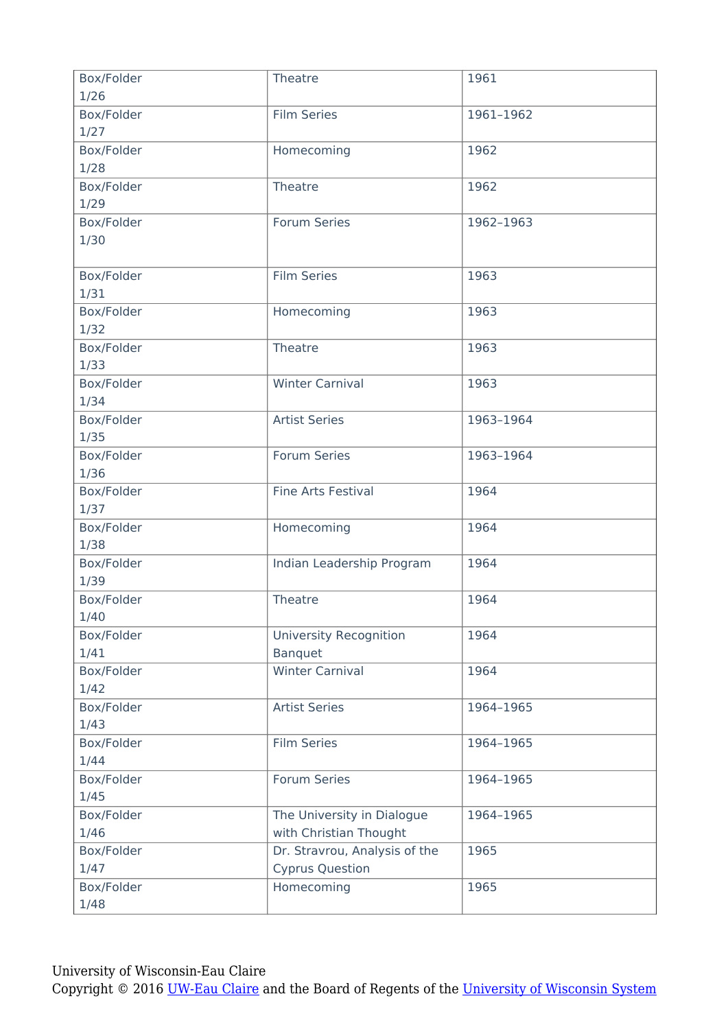| Box/Folder 1/26 | Theatre | 1961 |
|---|---|---|
| Box/Folder 1/27 | Film Series | 1961–1962 |
| Box/Folder 1/28 | Homecoming | 1962 |
| Box/Folder 1/29 | Theatre | 1962 |
| Box/Folder 1/30 | Forum Series | 1962–1963 |
| Box/Folder 1/31 | Film Series | 1963 |
| Box/Folder 1/32 | Homecoming | 1963 |
| Box/Folder 1/33 | Theatre | 1963 |
| Box/Folder 1/34 | Winter Carnival | 1963 |
| Box/Folder 1/35 | Artist Series | 1963–1964 |
| Box/Folder 1/36 | Forum Series | 1963–1964 |
| Box/Folder 1/37 | Fine Arts Festival | 1964 |
| Box/Folder 1/38 | Homecoming | 1964 |
| Box/Folder 1/39 | Indian Leadership Program | 1964 |
| Box/Folder 1/40 | Theatre | 1964 |
| Box/Folder 1/41 | University Recognition Banquet | 1964 |
| Box/Folder 1/42 | Winter Carnival | 1964 |
| Box/Folder 1/43 | Artist Series | 1964–1965 |
| Box/Folder 1/44 | Film Series | 1964–1965 |
| Box/Folder 1/45 | Forum Series | 1964–1965 |
| Box/Folder 1/46 | The University in Dialogue with Christian Thought | 1964–1965 |
| Box/Folder 1/47 | Dr. Stravrou, Analysis of the Cyprus Question | 1965 |
| Box/Folder 1/48 | Homecoming | 1965 |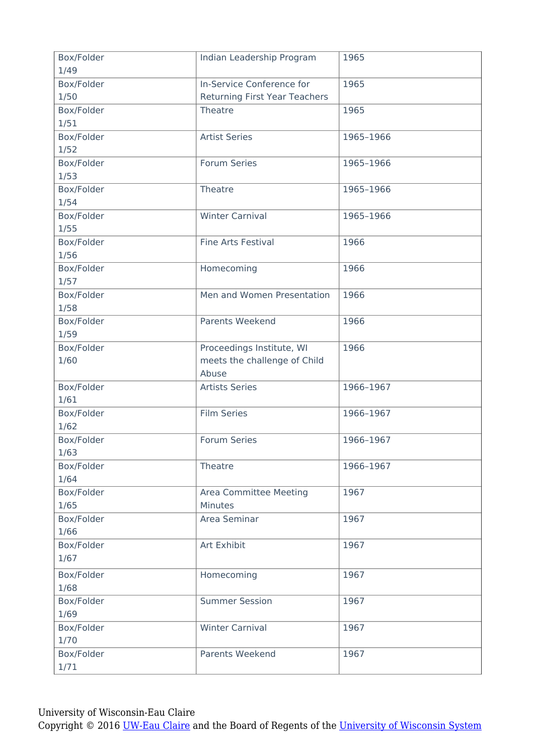| Box/Folder 1/49 | Indian Leadership Program | 1965 |
|---|---|---|
| Box/Folder 1/50 | In-Service Conference for Returning First Year Teachers | 1965 |
| Box/Folder 1/51 | Theatre | 1965 |
| Box/Folder 1/52 | Artist Series | 1965–1966 |
| Box/Folder 1/53 | Forum Series | 1965–1966 |
| Box/Folder 1/54 | Theatre | 1965–1966 |
| Box/Folder 1/55 | Winter Carnival | 1965–1966 |
| Box/Folder 1/56 | Fine Arts Festival | 1966 |
| Box/Folder 1/57 | Homecoming | 1966 |
| Box/Folder 1/58 | Men and Women Presentation | 1966 |
| Box/Folder 1/59 | Parents Weekend | 1966 |
| Box/Folder 1/60 | Proceedings Institute, WI meets the challenge of Child Abuse | 1966 |
| Box/Folder 1/61 | Artists Series | 1966–1967 |
| Box/Folder 1/62 | Film Series | 1966–1967 |
| Box/Folder 1/63 | Forum Series | 1966–1967 |
| Box/Folder 1/64 | Theatre | 1966–1967 |
| Box/Folder 1/65 | Area Committee Meeting Minutes | 1967 |
| Box/Folder 1/66 | Area Seminar | 1967 |
| Box/Folder 1/67 | Art Exhibit | 1967 |
| Box/Folder 1/68 | Homecoming | 1967 |
| Box/Folder 1/69 | Summer Session | 1967 |
| Box/Folder 1/70 | Winter Carnival | 1967 |
| Box/Folder 1/71 | Parents Weekend | 1967 |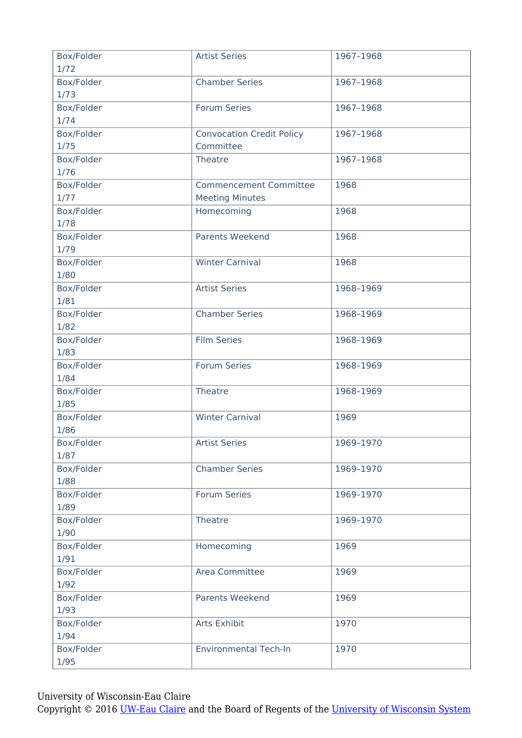| Box/Folder 1/72 | Artist Series | 1967–1968 |
|---|---|---|
| Box/Folder 1/73 | Chamber Series | 1967–1968 |
| Box/Folder 1/74 | Forum Series | 1967–1968 |
| Box/Folder 1/75 | Convocation Credit Policy Committee | 1967–1968 |
| Box/Folder 1/76 | Theatre | 1967–1968 |
| Box/Folder 1/77 | Commencement Committee Meeting Minutes | 1968 |
| Box/Folder 1/78 | Homecoming | 1968 |
| Box/Folder 1/79 | Parents Weekend | 1968 |
| Box/Folder 1/80 | Winter Carnival | 1968 |
| Box/Folder 1/81 | Artist Series | 1968–1969 |
| Box/Folder 1/82 | Chamber Series | 1968–1969 |
| Box/Folder 1/83 | Film Series | 1968–1969 |
| Box/Folder 1/84 | Forum Series | 1968–1969 |
| Box/Folder 1/85 | Theatre | 1968–1969 |
| Box/Folder 1/86 | Winter Carnival | 1969 |
| Box/Folder 1/87 | Artist Series | 1969–1970 |
| Box/Folder 1/88 | Chamber Series | 1969–1970 |
| Box/Folder 1/89 | Forum Series | 1969–1970 |
| Box/Folder 1/90 | Theatre | 1969–1970 |
| Box/Folder 1/91 | Homecoming | 1969 |
| Box/Folder 1/92 | Area Committee | 1969 |
| Box/Folder 1/93 | Parents Weekend | 1969 |
| Box/Folder 1/94 | Arts Exhibit | 1970 |
| Box/Folder 1/95 | Environmental Tech-In | 1970 |

University of Wisconsin-Eau Claire
Copyright © 2016 UW-Eau Claire and the Board of Regents of the University of Wisconsin System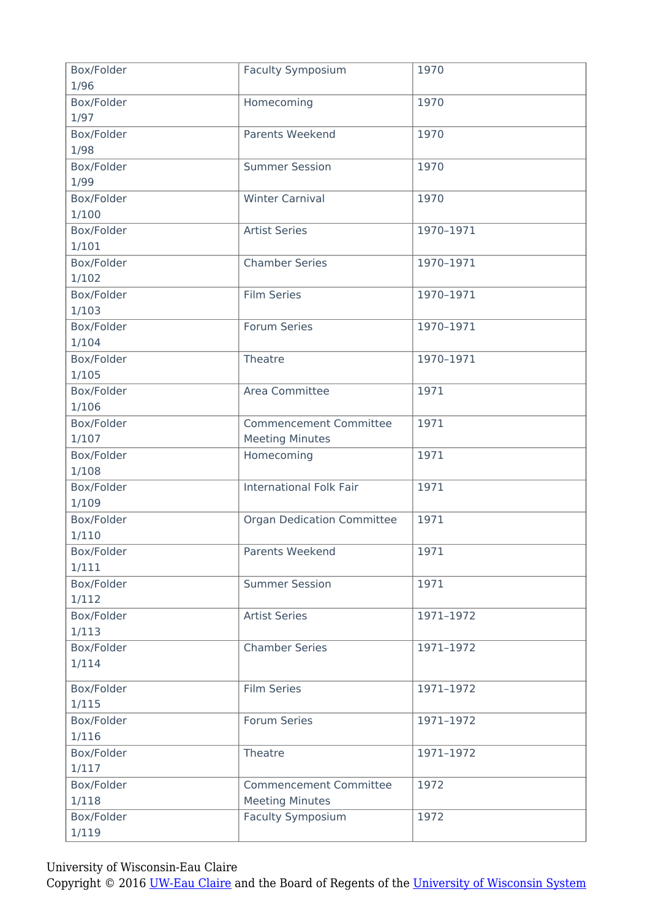| Box/Folder 1/96 | Faculty Symposium | 1970 |
|---|---|---|
| Box/Folder 1/97 | Homecoming | 1970 |
| Box/Folder 1/98 | Parents Weekend | 1970 |
| Box/Folder 1/99 | Summer Session | 1970 |
| Box/Folder 1/100 | Winter Carnival | 1970 |
| Box/Folder 1/101 | Artist Series | 1970–1971 |
| Box/Folder 1/102 | Chamber Series | 1970–1971 |
| Box/Folder 1/103 | Film Series | 1970–1971 |
| Box/Folder 1/104 | Forum Series | 1970–1971 |
| Box/Folder 1/105 | Theatre | 1970–1971 |
| Box/Folder 1/106 | Area Committee | 1971 |
| Box/Folder 1/107 | Commencement Committee Meeting Minutes | 1971 |
| Box/Folder 1/108 | Homecoming | 1971 |
| Box/Folder 1/109 | International Folk Fair | 1971 |
| Box/Folder 1/110 | Organ Dedication Committee | 1971 |
| Box/Folder 1/111 | Parents Weekend | 1971 |
| Box/Folder 1/112 | Summer Session | 1971 |
| Box/Folder 1/113 | Artist Series | 1971–1972 |
| Box/Folder 1/114 | Chamber Series | 1971–1972 |
| Box/Folder 1/115 | Film Series | 1971–1972 |
| Box/Folder 1/116 | Forum Series | 1971–1972 |
| Box/Folder 1/117 | Theatre | 1971–1972 |
| Box/Folder 1/118 | Commencement Committee Meeting Minutes | 1972 |
| Box/Folder 1/119 | Faculty Symposium | 1972 |

University of Wisconsin-Eau Claire
Copyright © 2016 UW-Eau Claire and the Board of Regents of the University of Wisconsin System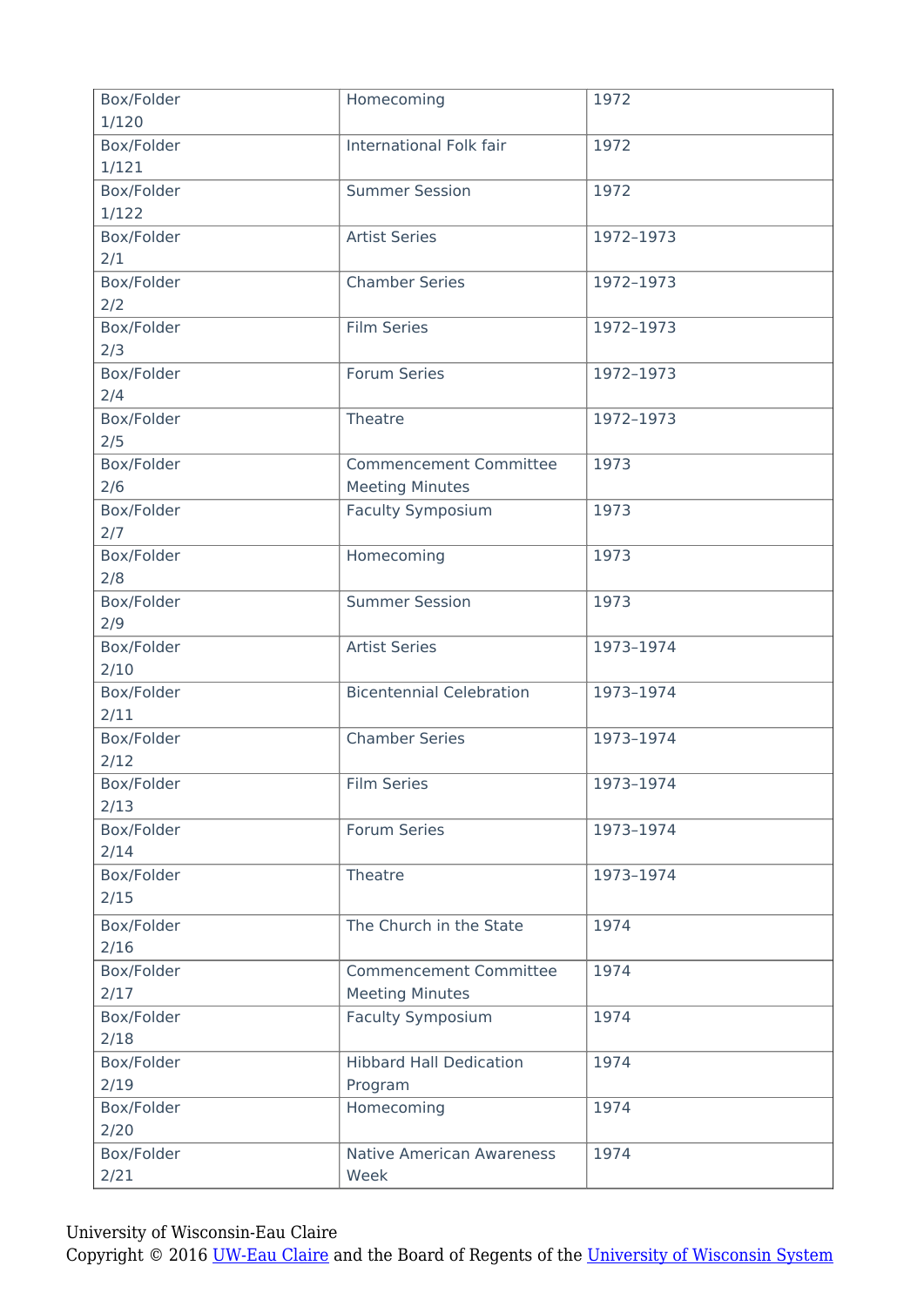| Box/Folder 1/120 | Homecoming | 1972 |
| --- | --- | --- |
| Box/Folder 1/121 | International Folk fair | 1972 |
| Box/Folder 1/122 | Summer Session | 1972 |
| Box/Folder 2/1 | Artist Series | 1972–1973 |
| Box/Folder 2/2 | Chamber Series | 1972–1973 |
| Box/Folder 2/3 | Film Series | 1972–1973 |
| Box/Folder 2/4 | Forum Series | 1972–1973 |
| Box/Folder 2/5 | Theatre | 1972–1973 |
| Box/Folder 2/6 | Commencement Committee Meeting Minutes | 1973 |
| Box/Folder 2/7 | Faculty Symposium | 1973 |
| Box/Folder 2/8 | Homecoming | 1973 |
| Box/Folder 2/9 | Summer Session | 1973 |
| Box/Folder 2/10 | Artist Series | 1973–1974 |
| Box/Folder 2/11 | Bicentennial Celebration | 1973–1974 |
| Box/Folder 2/12 | Chamber Series | 1973–1974 |
| Box/Folder 2/13 | Film Series | 1973–1974 |
| Box/Folder 2/14 | Forum Series | 1973–1974 |
| Box/Folder 2/15 | Theatre | 1973–1974 |
| Box/Folder 2/16 | The Church in the State | 1974 |
| Box/Folder 2/17 | Commencement Committee Meeting Minutes | 1974 |
| Box/Folder 2/18 | Faculty Symposium | 1974 |
| Box/Folder 2/19 | Hibbard Hall Dedication Program | 1974 |
| Box/Folder 2/20 | Homecoming | 1974 |
| Box/Folder 2/21 | Native American Awareness Week | 1974 |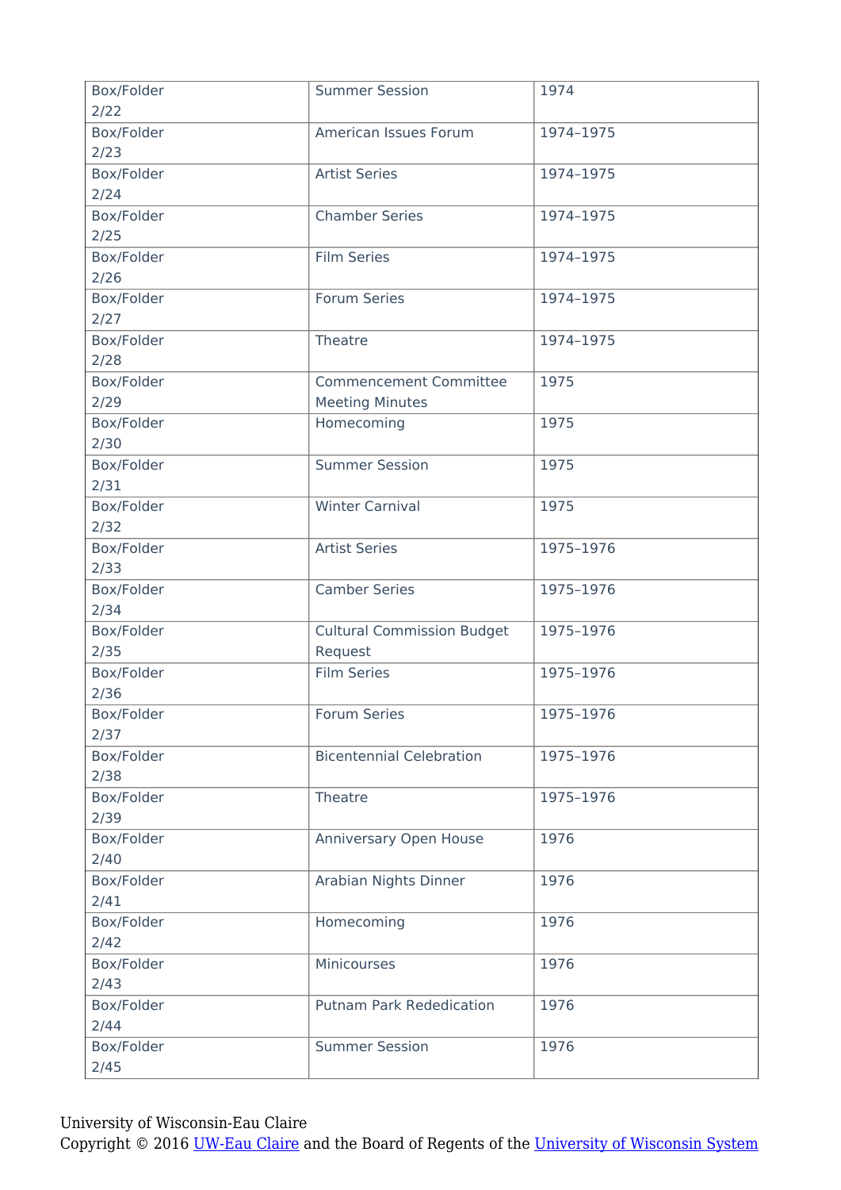| Box/Folder 2/22 | Summer Session | 1974 |
| --- | --- | --- |
| Box/Folder 2/23 | American Issues Forum | 1974–1975 |
| Box/Folder 2/24 | Artist Series | 1974–1975 |
| Box/Folder 2/25 | Chamber Series | 1974–1975 |
| Box/Folder 2/26 | Film Series | 1974–1975 |
| Box/Folder 2/27 | Forum Series | 1974–1975 |
| Box/Folder 2/28 | Theatre | 1974–1975 |
| Box/Folder 2/29 | Commencement Committee Meeting Minutes | 1975 |
| Box/Folder 2/30 | Homecoming | 1975 |
| Box/Folder 2/31 | Summer Session | 1975 |
| Box/Folder 2/32 | Winter Carnival | 1975 |
| Box/Folder 2/33 | Artist Series | 1975–1976 |
| Box/Folder 2/34 | Camber Series | 1975–1976 |
| Box/Folder 2/35 | Cultural Commission Budget Request | 1975–1976 |
| Box/Folder 2/36 | Film Series | 1975–1976 |
| Box/Folder 2/37 | Forum Series | 1975–1976 |
| Box/Folder 2/38 | Bicentennial Celebration | 1975–1976 |
| Box/Folder 2/39 | Theatre | 1975–1976 |
| Box/Folder 2/40 | Anniversary Open House | 1976 |
| Box/Folder 2/41 | Arabian Nights Dinner | 1976 |
| Box/Folder 2/42 | Homecoming | 1976 |
| Box/Folder 2/43 | Minicourses | 1976 |
| Box/Folder 2/44 | Putnam Park Rededication | 1976 |
| Box/Folder 2/45 | Summer Session | 1976 |

University of Wisconsin-Eau Claire
Copyright © 2016 UW-Eau Claire and the Board of Regents of the University of Wisconsin System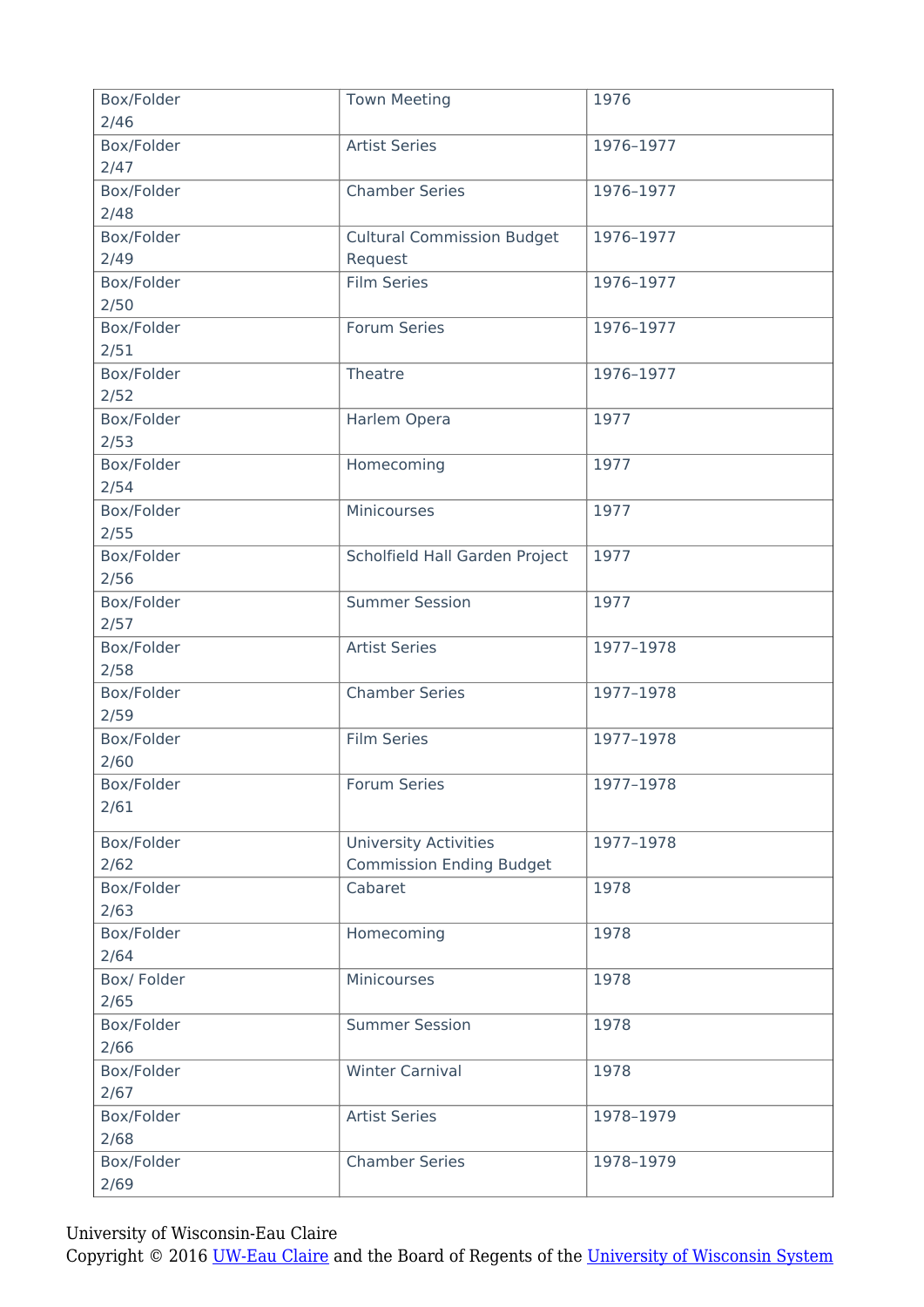| Box/Folder 2/46 | Town Meeting | 1976 |
|---|---|---|
| Box/Folder 2/47 | Artist Series | 1976–1977 |
| Box/Folder 2/48 | Chamber Series | 1976–1977 |
| Box/Folder 2/49 | Cultural Commission Budget Request | 1976–1977 |
| Box/Folder 2/50 | Film Series | 1976–1977 |
| Box/Folder 2/51 | Forum Series | 1976–1977 |
| Box/Folder 2/52 | Theatre | 1976–1977 |
| Box/Folder 2/53 | Harlem Opera | 1977 |
| Box/Folder 2/54 | Homecoming | 1977 |
| Box/Folder 2/55 | Minicourses | 1977 |
| Box/Folder 2/56 | Scholfield Hall Garden Project | 1977 |
| Box/Folder 2/57 | Summer Session | 1977 |
| Box/Folder 2/58 | Artist Series | 1977–1978 |
| Box/Folder 2/59 | Chamber Series | 1977–1978 |
| Box/Folder 2/60 | Film Series | 1977–1978 |
| Box/Folder 2/61 | Forum Series | 1977–1978 |
| Box/Folder 2/62 | University Activities Commission Ending Budget | 1977–1978 |
| Box/Folder 2/63 | Cabaret | 1978 |
| Box/Folder 2/64 | Homecoming | 1978 |
| Box/ Folder 2/65 | Minicourses | 1978 |
| Box/Folder 2/66 | Summer Session | 1978 |
| Box/Folder 2/67 | Winter Carnival | 1978 |
| Box/Folder 2/68 | Artist Series | 1978–1979 |
| Box/Folder 2/69 | Chamber Series | 1978–1979 |

University of Wisconsin-Eau Claire
Copyright © 2016 UW-Eau Claire and the Board of Regents of the University of Wisconsin System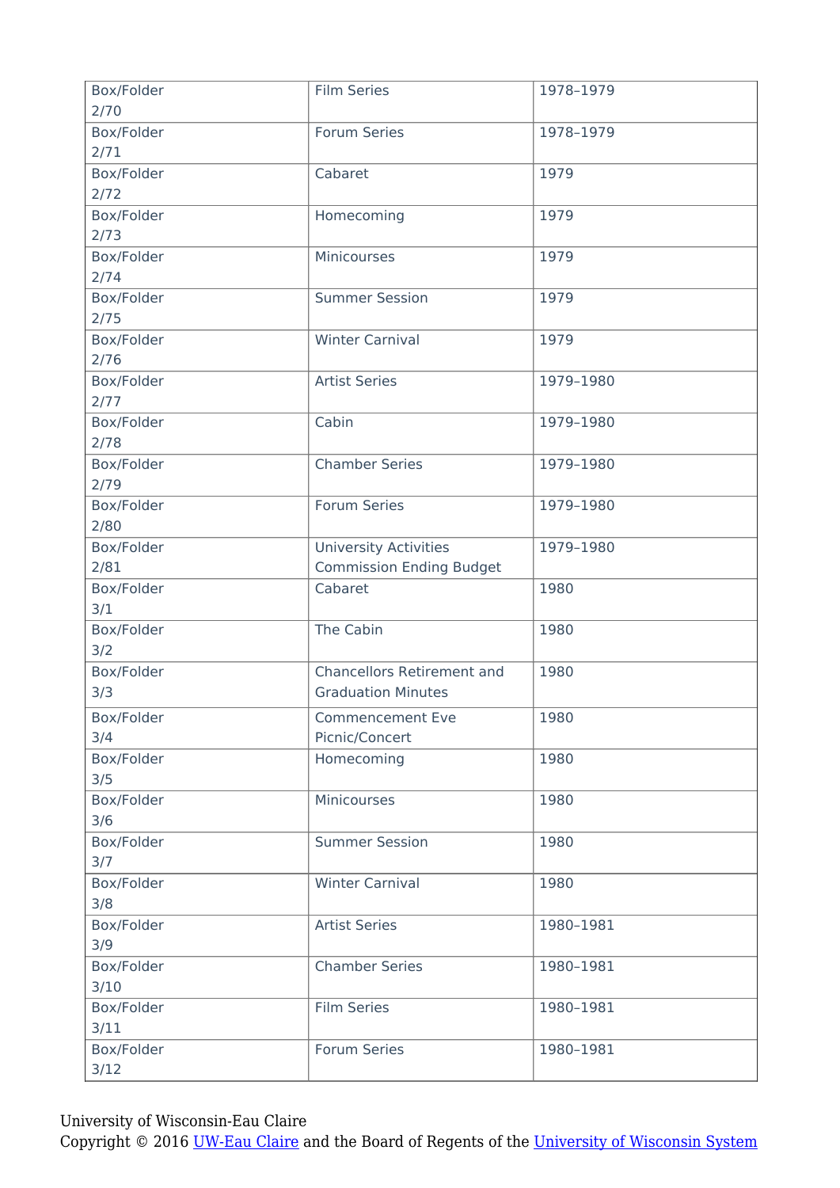| Box/Folder | Title | Date |
| --- | --- | --- |
| Box/Folder 2/70 | Film Series | 1978–1979 |
| Box/Folder 2/71 | Forum Series | 1978–1979 |
| Box/Folder 2/72 | Cabaret | 1979 |
| Box/Folder 2/73 | Homecoming | 1979 |
| Box/Folder 2/74 | Minicourses | 1979 |
| Box/Folder 2/75 | Summer Session | 1979 |
| Box/Folder 2/76 | Winter Carnival | 1979 |
| Box/Folder 2/77 | Artist Series | 1979–1980 |
| Box/Folder 2/78 | Cabin | 1979–1980 |
| Box/Folder 2/79 | Chamber Series | 1979–1980 |
| Box/Folder 2/80 | Forum Series | 1979–1980 |
| Box/Folder 2/81 | University Activities Commission Ending Budget | 1979–1980 |
| Box/Folder 3/1 | Cabaret | 1980 |
| Box/Folder 3/2 | The Cabin | 1980 |
| Box/Folder 3/3 | Chancellors Retirement and Graduation Minutes | 1980 |
| Box/Folder 3/4 | Commencement Eve Picnic/Concert | 1980 |
| Box/Folder 3/5 | Homecoming | 1980 |
| Box/Folder 3/6 | Minicourses | 1980 |
| Box/Folder 3/7 | Summer Session | 1980 |
| Box/Folder 3/8 | Winter Carnival | 1980 |
| Box/Folder 3/9 | Artist Series | 1980–1981 |
| Box/Folder 3/10 | Chamber Series | 1980–1981 |
| Box/Folder 3/11 | Film Series | 1980–1981 |
| Box/Folder 3/12 | Forum Series | 1980–1981 |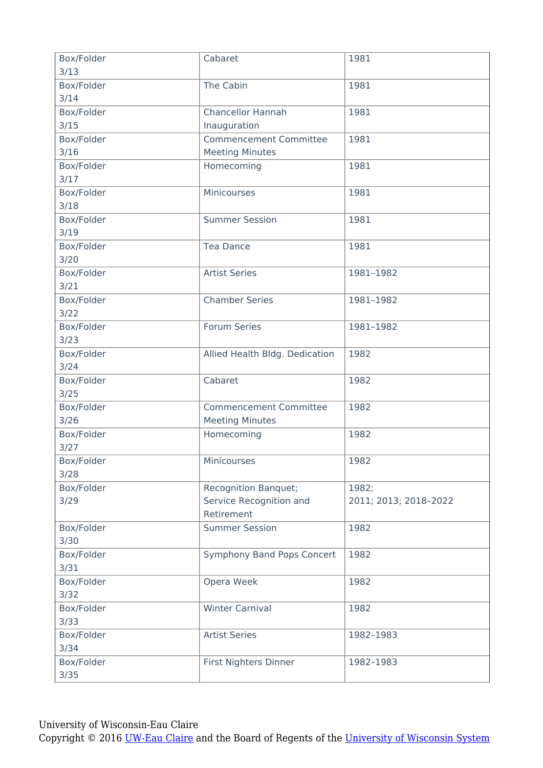| | | |
|---|---|---|
| Box/Folder 3/13 | Cabaret | 1981 |
| Box/Folder 3/14 | The Cabin | 1981 |
| Box/Folder 3/15 | Chancellor Hannah Inauguration | 1981 |
| Box/Folder 3/16 | Commencement Committee Meeting Minutes | 1981 |
| Box/Folder 3/17 | Homecoming | 1981 |
| Box/Folder 3/18 | Minicourses | 1981 |
| Box/Folder 3/19 | Summer Session | 1981 |
| Box/Folder 3/20 | Tea Dance | 1981 |
| Box/Folder 3/21 | Artist Series | 1981–1982 |
| Box/Folder 3/22 | Chamber Series | 1981–1982 |
| Box/Folder 3/23 | Forum Series | 1981–1982 |
| Box/Folder 3/24 | Allied Health Bldg. Dedication | 1982 |
| Box/Folder 3/25 | Cabaret | 1982 |
| Box/Folder 3/26 | Commencement Committee Meeting Minutes | 1982 |
| Box/Folder 3/27 | Homecoming | 1982 |
| Box/Folder 3/28 | Minicourses | 1982 |
| Box/Folder 3/29 | Recognition Banquet; Service Recognition and Retirement | 1982; 2011; 2013; 2018–2022 |
| Box/Folder 3/30 | Summer Session | 1982 |
| Box/Folder 3/31 | Symphony Band Pops Concert | 1982 |
| Box/Folder 3/32 | Opera Week | 1982 |
| Box/Folder 3/33 | Winter Carnival | 1982 |
| Box/Folder 3/34 | Artist Series | 1982–1983 |
| Box/Folder 3/35 | First Nighters Dinner | 1982–1983 |

University of Wisconsin-Eau Claire
Copyright © 2016 UW-Eau Claire and the Board of Regents of the University of Wisconsin System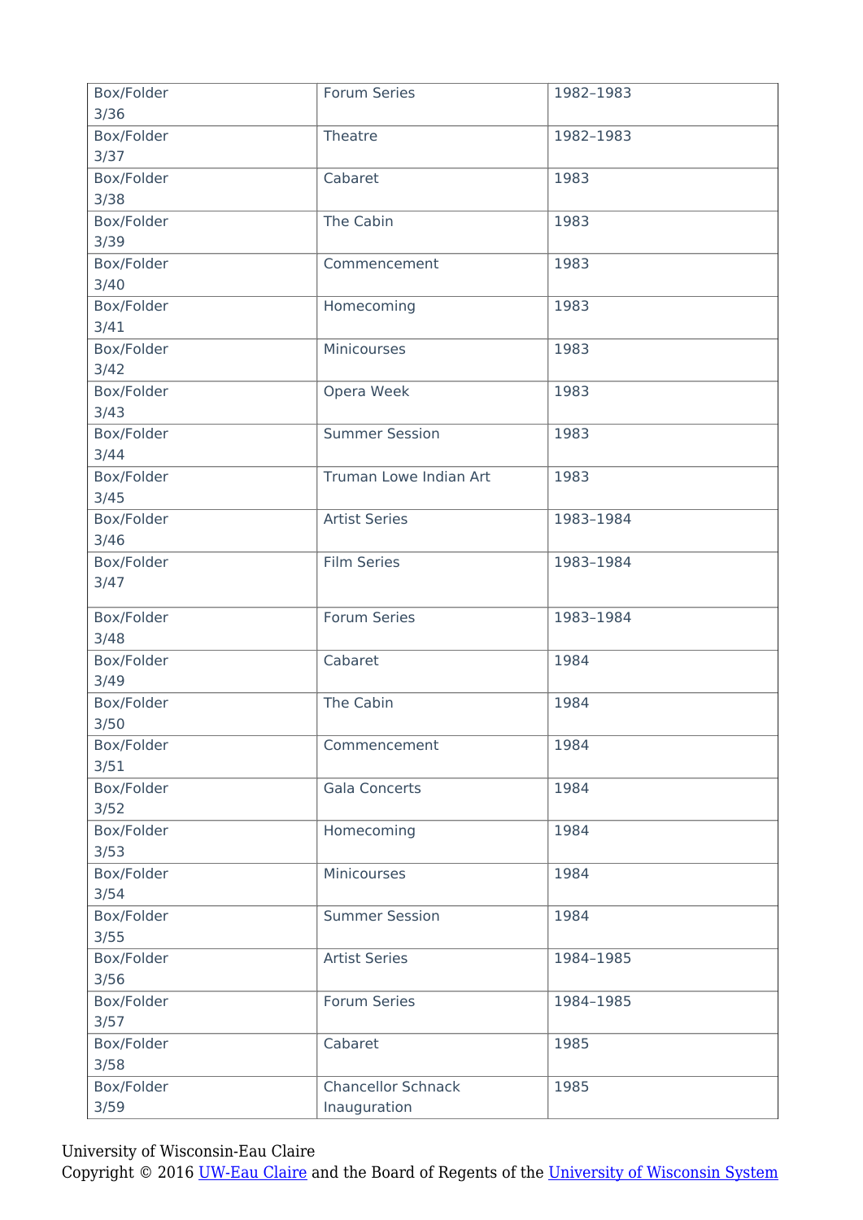| | | |
|---|---|---|
| Box/Folder 3/36 | Forum Series | 1982–1983 |
| Box/Folder 3/37 | Theatre | 1982–1983 |
| Box/Folder 3/38 | Cabaret | 1983 |
| Box/Folder 3/39 | The Cabin | 1983 |
| Box/Folder 3/40 | Commencement | 1983 |
| Box/Folder 3/41 | Homecoming | 1983 |
| Box/Folder 3/42 | Minicourses | 1983 |
| Box/Folder 3/43 | Opera Week | 1983 |
| Box/Folder 3/44 | Summer Session | 1983 |
| Box/Folder 3/45 | Truman Lowe Indian Art | 1983 |
| Box/Folder 3/46 | Artist Series | 1983–1984 |
| Box/Folder 3/47 | Film Series | 1983–1984 |
| Box/Folder 3/48 | Forum Series | 1983–1984 |
| Box/Folder 3/49 | Cabaret | 1984 |
| Box/Folder 3/50 | The Cabin | 1984 |
| Box/Folder 3/51 | Commencement | 1984 |
| Box/Folder 3/52 | Gala Concerts | 1984 |
| Box/Folder 3/53 | Homecoming | 1984 |
| Box/Folder 3/54 | Minicourses | 1984 |
| Box/Folder 3/55 | Summer Session | 1984 |
| Box/Folder 3/56 | Artist Series | 1984–1985 |
| Box/Folder 3/57 | Forum Series | 1984–1985 |
| Box/Folder 3/58 | Cabaret | 1985 |
| Box/Folder 3/59 | Chancellor Schnack Inauguration | 1985 |

University of Wisconsin-Eau Claire
Copyright © 2016 UW-Eau Claire and the Board of Regents of the University of Wisconsin System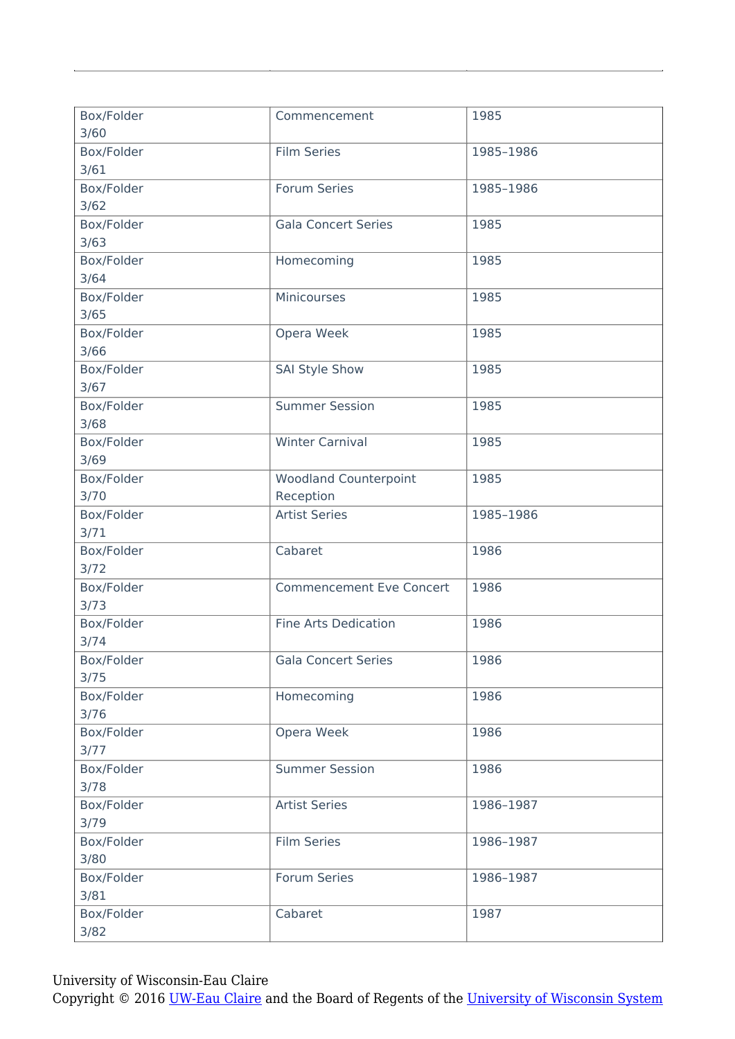| | | |
|---|---|---|
| Box/Folder 3/60 | Commencement | 1985 |
| Box/Folder 3/61 | Film Series | 1985–1986 |
| Box/Folder 3/62 | Forum Series | 1985–1986 |
| Box/Folder 3/63 | Gala Concert Series | 1985 |
| Box/Folder 3/64 | Homecoming | 1985 |
| Box/Folder 3/65 | Minicourses | 1985 |
| Box/Folder 3/66 | Opera Week | 1985 |
| Box/Folder 3/67 | SAI Style Show | 1985 |
| Box/Folder 3/68 | Summer Session | 1985 |
| Box/Folder 3/69 | Winter Carnival | 1985 |
| Box/Folder 3/70 | Woodland Counterpoint Reception | 1985 |
| Box/Folder 3/71 | Artist Series | 1985–1986 |
| Box/Folder 3/72 | Cabaret | 1986 |
| Box/Folder 3/73 | Commencement Eve Concert | 1986 |
| Box/Folder 3/74 | Fine Arts Dedication | 1986 |
| Box/Folder 3/75 | Gala Concert Series | 1986 |
| Box/Folder 3/76 | Homecoming | 1986 |
| Box/Folder 3/77 | Opera Week | 1986 |
| Box/Folder 3/78 | Summer Session | 1986 |
| Box/Folder 3/79 | Artist Series | 1986–1987 |
| Box/Folder 3/80 | Film Series | 1986–1987 |
| Box/Folder 3/81 | Forum Series | 1986–1987 |
| Box/Folder 3/82 | Cabaret | 1987 |

University of Wisconsin-Eau Claire
Copyright © 2016 UW-Eau Claire and the Board of Regents of the University of Wisconsin System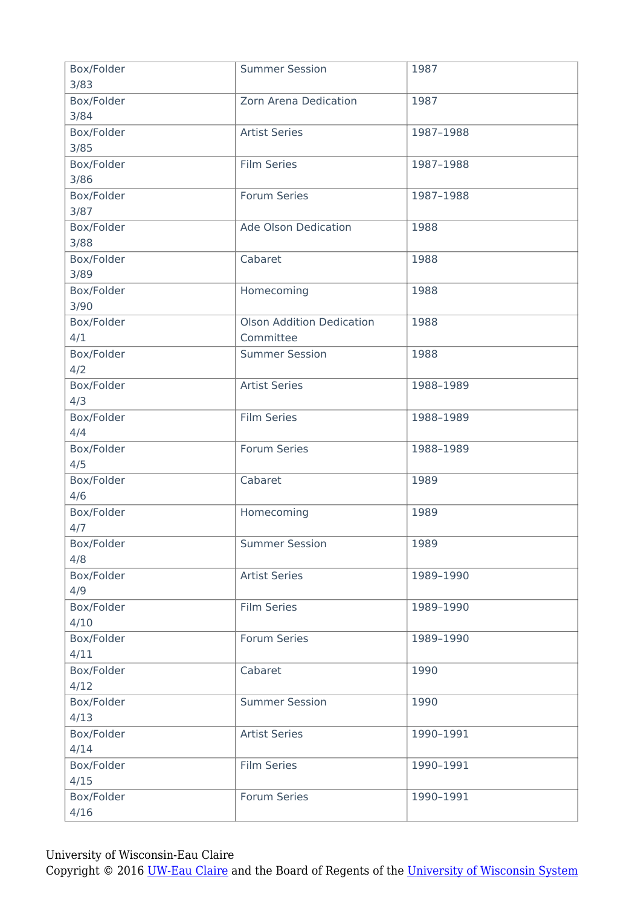| Box/Folder 3/83 | Summer Session | 1987 |
|---|---|---|
| Box/Folder 3/84 | Zorn Arena Dedication | 1987 |
| Box/Folder 3/85 | Artist Series | 1987–1988 |
| Box/Folder 3/86 | Film Series | 1987–1988 |
| Box/Folder 3/87 | Forum Series | 1987–1988 |
| Box/Folder 3/88 | Ade Olson Dedication | 1988 |
| Box/Folder 3/89 | Cabaret | 1988 |
| Box/Folder 3/90 | Homecoming | 1988 |
| Box/Folder 4/1 | Olson Addition Dedication Committee | 1988 |
| Box/Folder 4/2 | Summer Session | 1988 |
| Box/Folder 4/3 | Artist Series | 1988–1989 |
| Box/Folder 4/4 | Film Series | 1988–1989 |
| Box/Folder 4/5 | Forum Series | 1988–1989 |
| Box/Folder 4/6 | Cabaret | 1989 |
| Box/Folder 4/7 | Homecoming | 1989 |
| Box/Folder 4/8 | Summer Session | 1989 |
| Box/Folder 4/9 | Artist Series | 1989–1990 |
| Box/Folder 4/10 | Film Series | 1989–1990 |
| Box/Folder 4/11 | Forum Series | 1989–1990 |
| Box/Folder 4/12 | Cabaret | 1990 |
| Box/Folder 4/13 | Summer Session | 1990 |
| Box/Folder 4/14 | Artist Series | 1990–1991 |
| Box/Folder 4/15 | Film Series | 1990–1991 |
| Box/Folder 4/16 | Forum Series | 1990–1991 |

University of Wisconsin-Eau Claire
Copyright © 2016 UW-Eau Claire and the Board of Regents of the University of Wisconsin System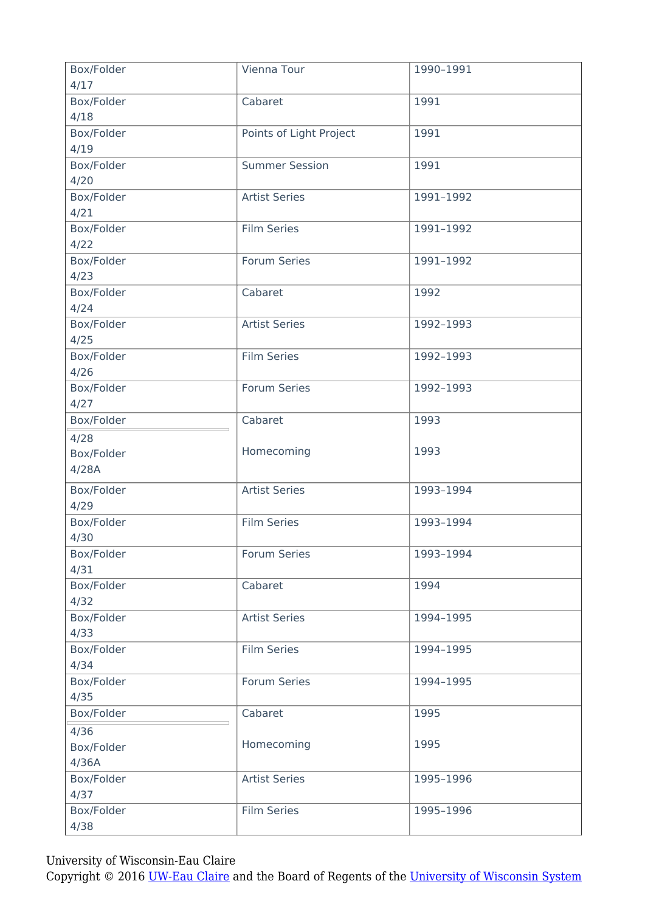| Box/Folder 4/17 | Vienna Tour | 1990–1991 |
|---|---|---|
| Box/Folder 4/18 | Cabaret | 1991 |
| Box/Folder 4/19 | Points of Light Project | 1991 |
| Box/Folder 4/20 | Summer Session | 1991 |
| Box/Folder 4/21 | Artist Series | 1991–1992 |
| Box/Folder 4/22 | Film Series | 1991–1992 |
| Box/Folder 4/23 | Forum Series | 1991–1992 |
| Box/Folder 4/24 | Cabaret | 1992 |
| Box/Folder 4/25 | Artist Series | 1992–1993 |
| Box/Folder 4/26 | Film Series | 1992–1993 |
| Box/Folder 4/27 | Forum Series | 1992–1993 |
| Box/Folder 4/28 | Cabaret | 1993 |
| Box/Folder 4/28A | Homecoming | 1993 |
| Box/Folder 4/29 | Artist Series | 1993–1994 |
| Box/Folder 4/30 | Film Series | 1993–1994 |
| Box/Folder 4/31 | Forum Series | 1993–1994 |
| Box/Folder 4/32 | Cabaret | 1994 |
| Box/Folder 4/33 | Artist Series | 1994–1995 |
| Box/Folder 4/34 | Film Series | 1994–1995 |
| Box/Folder 4/35 | Forum Series | 1994–1995 |
| Box/Folder 4/36 | Cabaret | 1995 |
| Box/Folder 4/36A | Homecoming | 1995 |
| Box/Folder 4/37 | Artist Series | 1995–1996 |
| Box/Folder 4/38 | Film Series | 1995–1996 |

University of Wisconsin-Eau Claire
Copyright © 2016 UW-Eau Claire and the Board of Regents of the University of Wisconsin System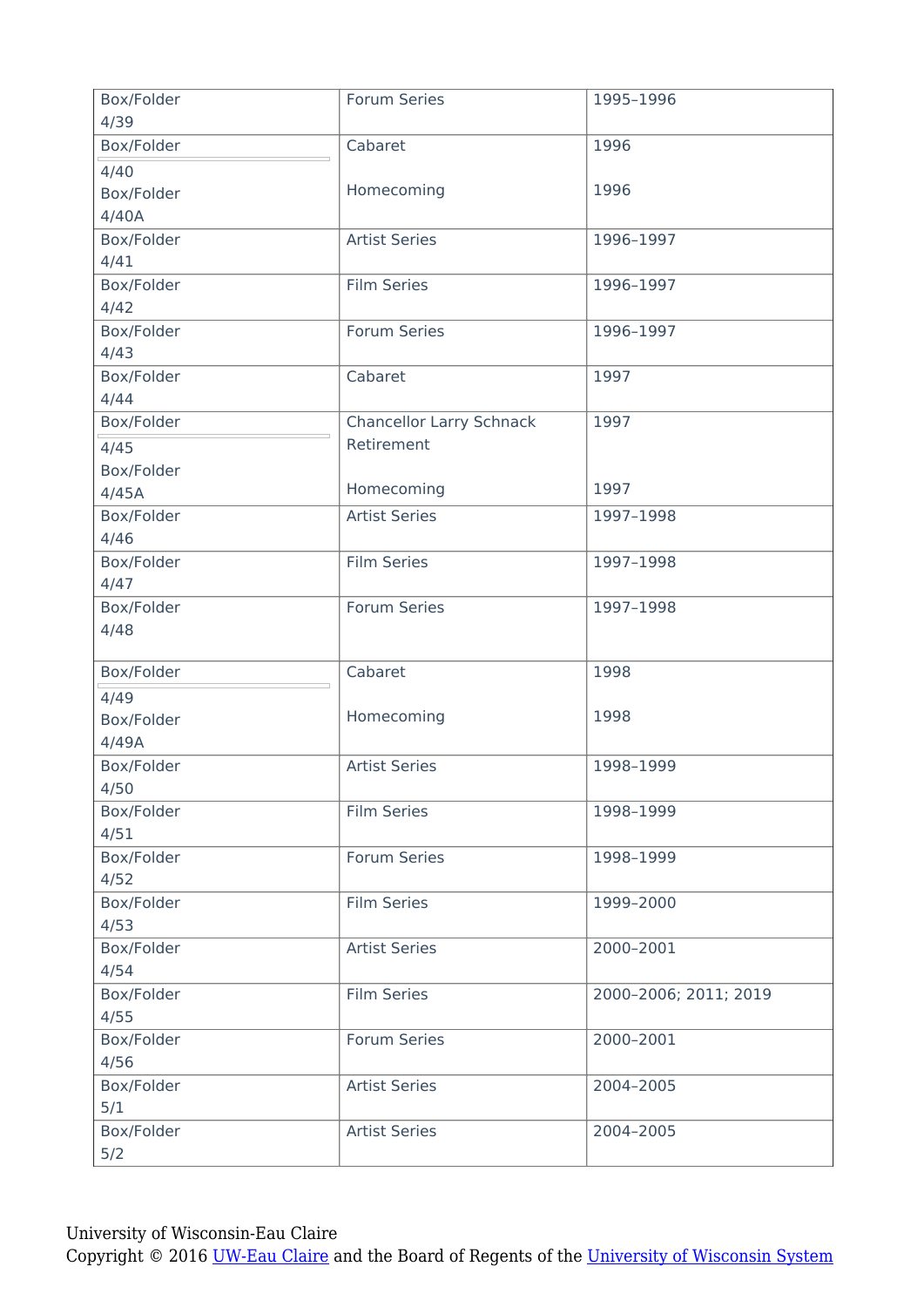| Box/Folder 4/39 | Forum Series | 1995–1996 |
|---|---|---|
| Box/Folder 4/40 | Cabaret | 1996 |
| Box/Folder 4/40A | Homecoming | 1996 |
| Box/Folder 4/41 | Artist Series | 1996–1997 |
| Box/Folder 4/42 | Film Series | 1996–1997 |
| Box/Folder 4/43 | Forum Series | 1996–1997 |
| Box/Folder 4/44 | Cabaret | 1997 |
| Box/Folder 4/45 | Chancellor Larry Schnack Retirement | 1997 |
| Box/Folder 4/45A | Homecoming | 1997 |
| Box/Folder 4/46 | Artist Series | 1997–1998 |
| Box/Folder 4/47 | Film Series | 1997–1998 |
| Box/Folder 4/48 | Forum Series | 1997–1998 |
| Box/Folder 4/49 | Cabaret | 1998 |
| Box/Folder 4/49A | Homecoming | 1998 |
| Box/Folder 4/50 | Artist Series | 1998–1999 |
| Box/Folder 4/51 | Film Series | 1998–1999 |
| Box/Folder 4/52 | Forum Series | 1998–1999 |
| Box/Folder 4/53 | Film Series | 1999–2000 |
| Box/Folder 4/54 | Artist Series | 2000–2001 |
| Box/Folder 4/55 | Film Series | 2000–2006; 2011; 2019 |
| Box/Folder 4/56 | Forum Series | 2000–2001 |
| Box/Folder 5/1 | Artist Series | 2004–2005 |
| Box/Folder 5/2 | Artist Series | 2004–2005 |

University of Wisconsin-Eau Claire
Copyright © 2016 UW-Eau Claire and the Board of Regents of the University of Wisconsin System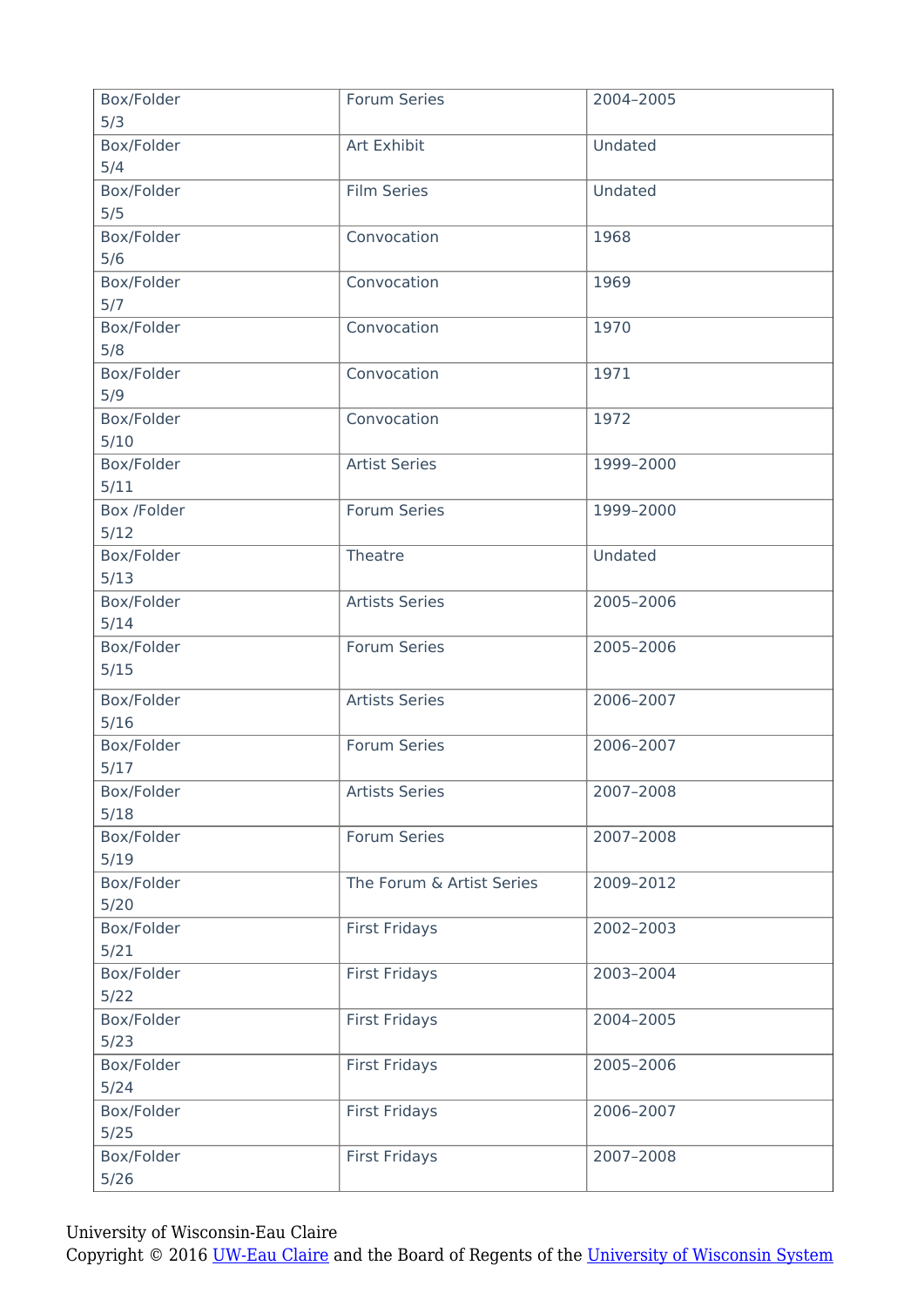| Box/Folder 5/3 | Forum Series | 2004–2005 |
|---|---|---|
| Box/Folder 5/4 | Art Exhibit | Undated |
| Box/Folder 5/5 | Film Series | Undated |
| Box/Folder 5/6 | Convocation | 1968 |
| Box/Folder 5/7 | Convocation | 1969 |
| Box/Folder 5/8 | Convocation | 1970 |
| Box/Folder 5/9 | Convocation | 1971 |
| Box/Folder 5/10 | Convocation | 1972 |
| Box/Folder 5/11 | Artist Series | 1999–2000 |
| Box /Folder 5/12 | Forum Series | 1999–2000 |
| Box/Folder 5/13 | Theatre | Undated |
| Box/Folder 5/14 | Artists Series | 2005–2006 |
| Box/Folder 5/15 | Forum Series | 2005–2006 |
| Box/Folder 5/16 | Artists Series | 2006–2007 |
| Box/Folder 5/17 | Forum Series | 2006–2007 |
| Box/Folder 5/18 | Artists Series | 2007–2008 |
| Box/Folder 5/19 | Forum Series | 2007–2008 |
| Box/Folder 5/20 | The Forum & Artist Series | 2009–2012 |
| Box/Folder 5/21 | First Fridays | 2002–2003 |
| Box/Folder 5/22 | First Fridays | 2003–2004 |
| Box/Folder 5/23 | First Fridays | 2004–2005 |
| Box/Folder 5/24 | First Fridays | 2005–2006 |
| Box/Folder 5/25 | First Fridays | 2006–2007 |
| Box/Folder 5/26 | First Fridays | 2007–2008 |

University of Wisconsin-Eau Claire
Copyright © 2016 UW-Eau Claire and the Board of Regents of the University of Wisconsin System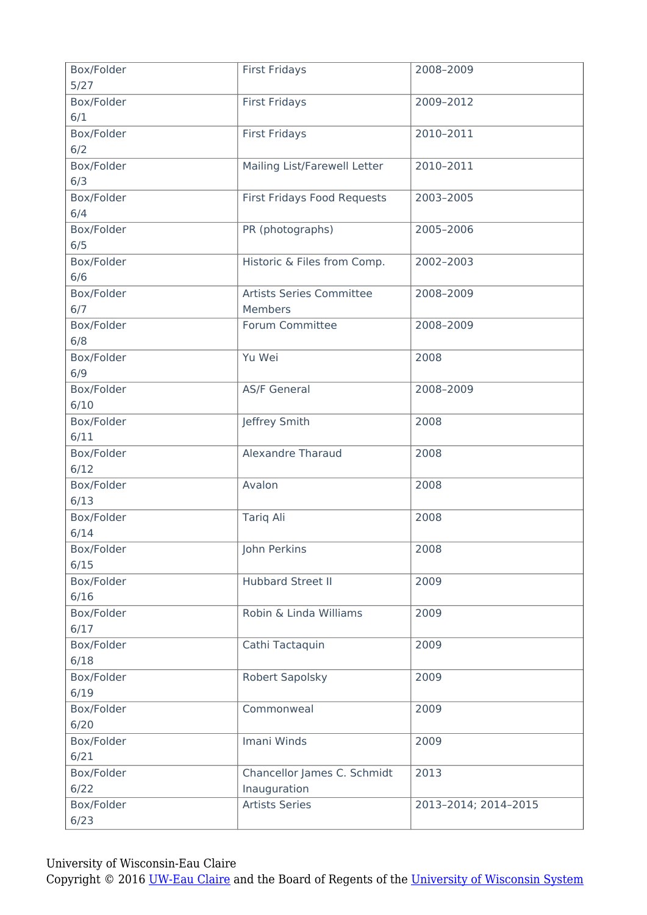| Box/Folder 5/27 | First Fridays | 2008–2009 |
|---|---|---|
| Box/Folder 6/1 | First Fridays | 2009–2012 |
| Box/Folder 6/2 | First Fridays | 2010–2011 |
| Box/Folder 6/3 | Mailing List/Farewell Letter | 2010–2011 |
| Box/Folder 6/4 | First Fridays Food Requests | 2003–2005 |
| Box/Folder 6/5 | PR (photographs) | 2005–2006 |
| Box/Folder 6/6 | Historic & Files from Comp. | 2002–2003 |
| Box/Folder 6/7 | Artists Series Committee Members | 2008–2009 |
| Box/Folder 6/8 | Forum Committee | 2008–2009 |
| Box/Folder 6/9 | Yu Wei | 2008 |
| Box/Folder 6/10 | AS/F General | 2008–2009 |
| Box/Folder 6/11 | Jeffrey Smith | 2008 |
| Box/Folder 6/12 | Alexandre Tharaud | 2008 |
| Box/Folder 6/13 | Avalon | 2008 |
| Box/Folder 6/14 | Tariq Ali | 2008 |
| Box/Folder 6/15 | John Perkins | 2008 |
| Box/Folder 6/16 | Hubbard Street II | 2009 |
| Box/Folder 6/17 | Robin & Linda Williams | 2009 |
| Box/Folder 6/18 | Cathi Tactaquin | 2009 |
| Box/Folder 6/19 | Robert Sapolsky | 2009 |
| Box/Folder 6/20 | Commonweal | 2009 |
| Box/Folder 6/21 | Imani Winds | 2009 |
| Box/Folder 6/22 | Chancellor James C. Schmidt Inauguration | 2013 |
| Box/Folder 6/23 | Artists Series | 2013–2014; 2014–2015 |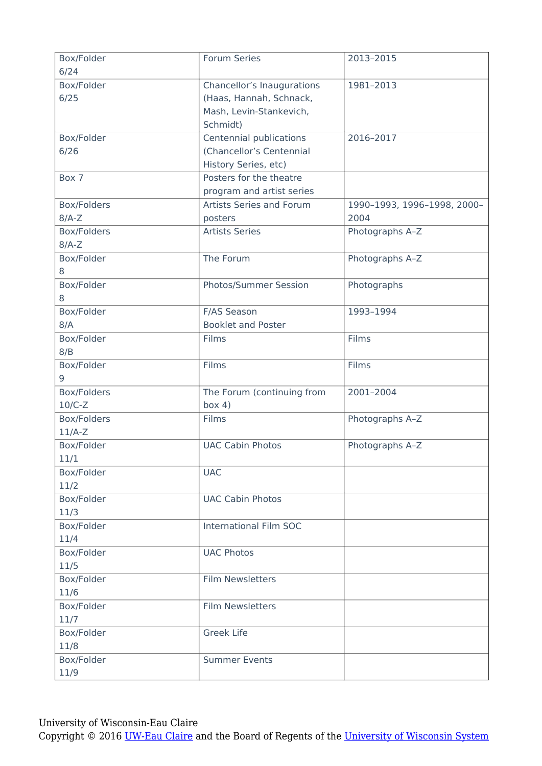| Box/Folder 6/24 | Forum Series | 2013–2015 |
|---|---|---|
| Box/Folder 6/25 | Chancellor's Inaugurations (Haas, Hannah, Schnack, Mash, Levin-Stankevich, Schmidt) | 1981–2013 |
| Box/Folder 6/26 | Centennial publications (Chancellor's Centennial History Series, etc) | 2016–2017 |
| Box 7 | Posters for the theatre program and artist series | |
| Box/Folders 8/A-Z | Artists Series and Forum posters | 1990–1993, 1996–1998, 2000–2004 |
| Box/Folders 8/A-Z | Artists Series | Photographs A–Z |
| Box/Folder 8 | The Forum | Photographs A–Z |
| Box/Folder 8 | Photos/Summer Session | Photographs |
| Box/Folder 8/A | F/AS Season Booklet and Poster | 1993–1994 |
| Box/Folder 8/B | Films | Films |
| Box/Folder 9 | Films | Films |
| Box/Folders 10/C-Z | The Forum (continuing from box 4) | 2001–2004 |
| Box/Folders 11/A-Z | Films | Photographs A–Z |
| Box/Folder 11/1 | UAC Cabin Photos | Photographs A–Z |
| Box/Folder 11/2 | UAC | |
| Box/Folder 11/3 | UAC Cabin Photos | |
| Box/Folder 11/4 | International Film SOC | |
| Box/Folder 11/5 | UAC Photos | |
| Box/Folder 11/6 | Film Newsletters | |
| Box/Folder 11/7 | Film Newsletters | |
| Box/Folder 11/8 | Greek Life | |
| Box/Folder 11/9 | Summer Events | |

University of Wisconsin-Eau Claire
Copyright © 2016 UW-Eau Claire and the Board of Regents of the University of Wisconsin System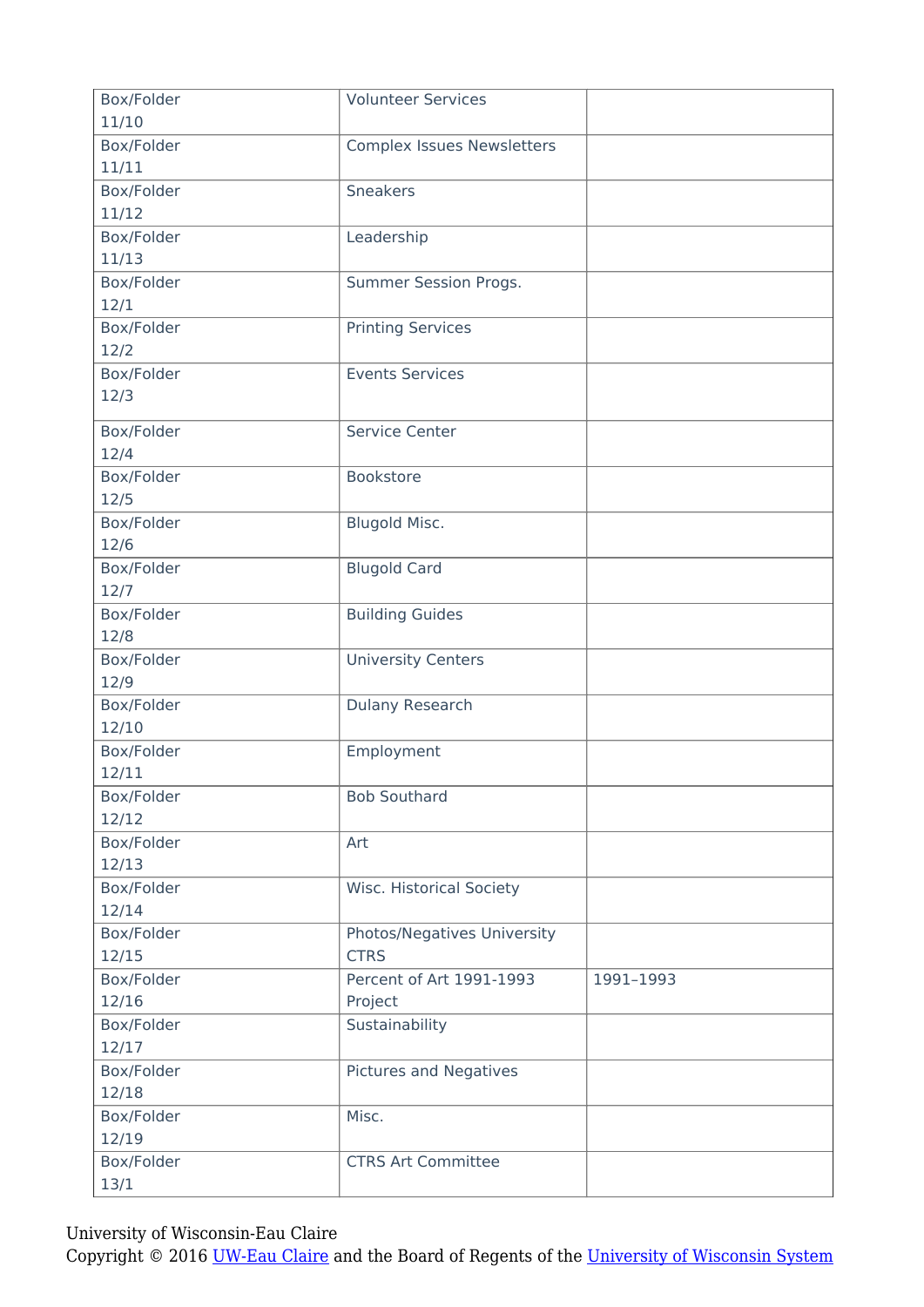| Box/Folder 11/10 | Volunteer Services | |
|---|---|---|
| Box/Folder 11/11 | Complex Issues Newsletters | |
| Box/Folder 11/12 | Sneakers | |
| Box/Folder 11/13 | Leadership | |
| Box/Folder 12/1 | Summer Session Progs. | |
| Box/Folder 12/2 | Printing Services | |
| Box/Folder 12/3 | Events Services | |
| Box/Folder 12/4 | Service Center | |
| Box/Folder 12/5 | Bookstore | |
| Box/Folder 12/6 | Blugold Misc. | |
| Box/Folder 12/7 | Blugold Card | |
| Box/Folder 12/8 | Building Guides | |
| Box/Folder 12/9 | University Centers | |
| Box/Folder 12/10 | Dulany Research | |
| Box/Folder 12/11 | Employment | |
| Box/Folder 12/12 | Bob Southard | |
| Box/Folder 12/13 | Art | |
| Box/Folder 12/14 | Wisc. Historical Society | |
| Box/Folder 12/15 | Photos/Negatives University CTRS | |
| Box/Folder 12/16 | Percent of Art 1991-1993 Project | 1991–1993 |
| Box/Folder 12/17 | Sustainability | |
| Box/Folder 12/18 | Pictures and Negatives | |
| Box/Folder 12/19 | Misc. | |
| Box/Folder 13/1 | CTRS Art Committee | |

University of Wisconsin-Eau Claire
Copyright © 2016 UW-Eau Claire and the Board of Regents of the University of Wisconsin System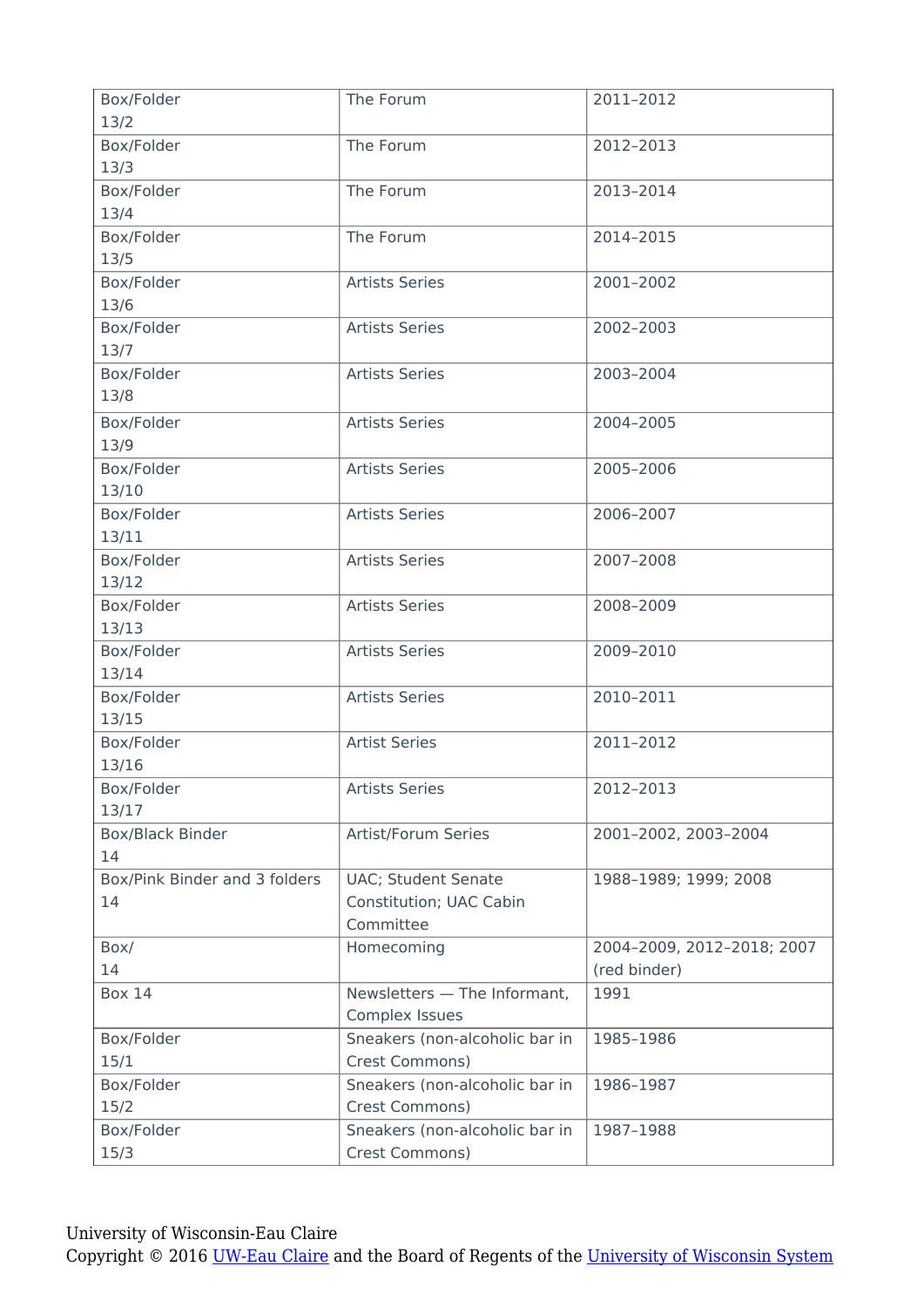| Box/Folder 13/2 | The Forum | 2011–2012 |
|---|---|---|
| Box/Folder 13/3 | The Forum | 2012–2013 |
| Box/Folder 13/4 | The Forum | 2013–2014 |
| Box/Folder 13/5 | The Forum | 2014–2015 |
| Box/Folder 13/6 | Artists Series | 2001–2002 |
| Box/Folder 13/7 | Artists Series | 2002–2003 |
| Box/Folder 13/8 | Artists Series | 2003–2004 |
| Box/Folder 13/9 | Artists Series | 2004–2005 |
| Box/Folder 13/10 | Artists Series | 2005–2006 |
| Box/Folder 13/11 | Artists Series | 2006–2007 |
| Box/Folder 13/12 | Artists Series | 2007–2008 |
| Box/Folder 13/13 | Artists Series | 2008–2009 |
| Box/Folder 13/14 | Artists Series | 2009–2010 |
| Box/Folder 13/15 | Artists Series | 2010–2011 |
| Box/Folder 13/16 | Artist Series | 2011–2012 |
| Box/Folder 13/17 | Artists Series | 2012–2013 |
| Box/Black Binder 14 | Artist/Forum Series | 2001–2002, 2003–2004 |
| Box/Pink Binder and 3 folders 14 | UAC; Student Senate Constitution; UAC Cabin Committee | 1988–1989; 1999; 2008 |
| Box/ 14 | Homecoming | 2004–2009, 2012–2018; 2007 (red binder) |
| Box 14 | Newsletters — The Informant, Complex Issues | 1991 |
| Box/Folder 15/1 | Sneakers (non-alcoholic bar in Crest Commons) | 1985–1986 |
| Box/Folder 15/2 | Sneakers (non-alcoholic bar in Crest Commons) | 1986–1987 |
| Box/Folder 15/3 | Sneakers (non-alcoholic bar in Crest Commons) | 1987–1988 |

University of Wisconsin-Eau Claire
Copyright © 2016 UW-Eau Claire and the Board of Regents of the University of Wisconsin System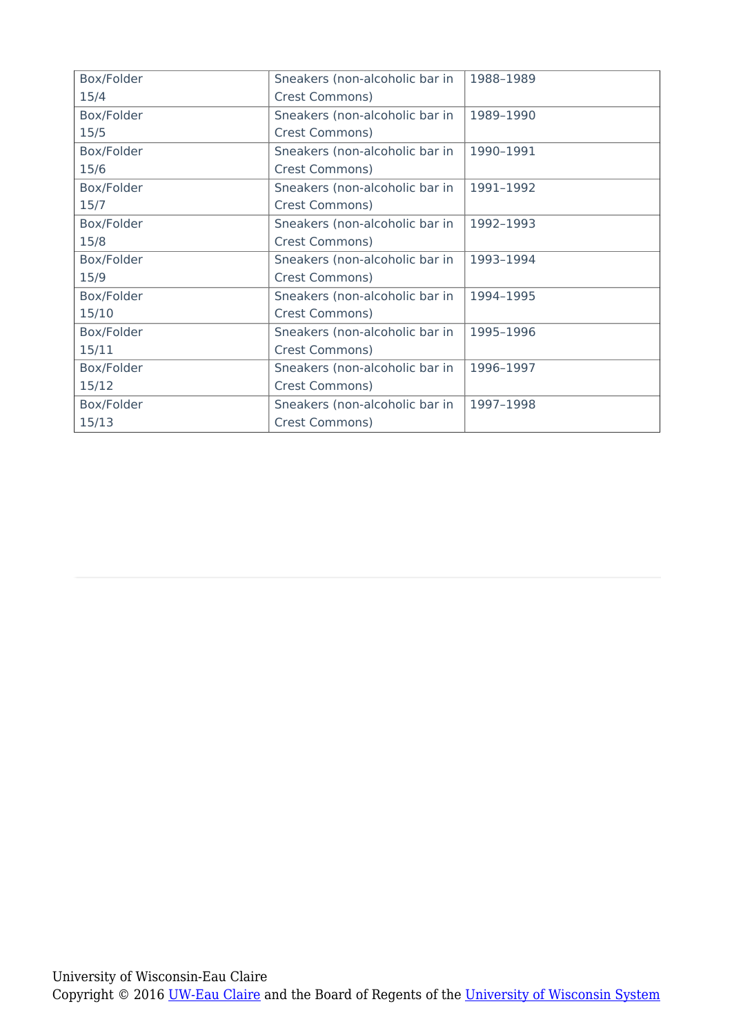| | | |
|---|---|---|
| Box/Folder 15/4 | Sneakers (non-alcoholic bar in Crest Commons) | 1988–1989 |
| Box/Folder 15/5 | Sneakers (non-alcoholic bar in Crest Commons) | 1989–1990 |
| Box/Folder 15/6 | Sneakers (non-alcoholic bar in Crest Commons) | 1990–1991 |
| Box/Folder 15/7 | Sneakers (non-alcoholic bar in Crest Commons) | 1991–1992 |
| Box/Folder 15/8 | Sneakers (non-alcoholic bar in Crest Commons) | 1992–1993 |
| Box/Folder 15/9 | Sneakers (non-alcoholic bar in Crest Commons) | 1993–1994 |
| Box/Folder 15/10 | Sneakers (non-alcoholic bar in Crest Commons) | 1994–1995 |
| Box/Folder 15/11 | Sneakers (non-alcoholic bar in Crest Commons) | 1995–1996 |
| Box/Folder 15/12 | Sneakers (non-alcoholic bar in Crest Commons) | 1996–1997 |
| Box/Folder 15/13 | Sneakers (non-alcoholic bar in Crest Commons) | 1997–1998 |

University of Wisconsin-Eau Claire
Copyright © 2016 UW-Eau Claire and the Board of Regents of the University of Wisconsin System